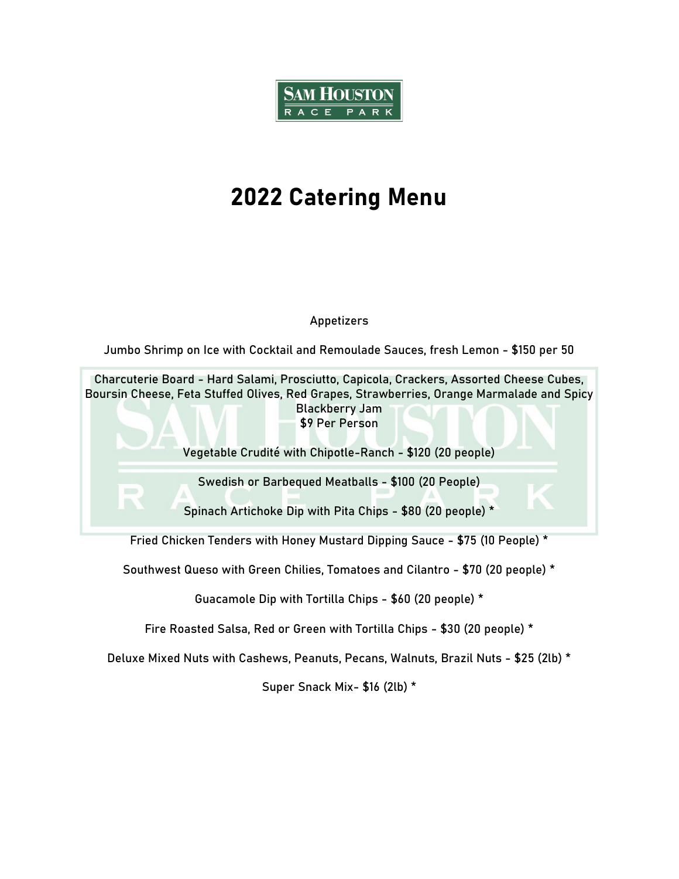SAM HOUSTON RACE PARK

# 2022 Catering Menu

## Appetizers

Jumbo Shrimp on Ice with Cocktail and Remoulade Sauces, fresh Lemon - $150 per 50

Charcuterie Board - Hard Salami, Prosciutto, Capicola, Crackers, Assorted Cheese Cubes, Boursin Cheese, Feta Stuffed Olives, Red Grapes, Strawberries, Orange Marmalade and Spicy Blackberry Jam
$9 Per Person

Vegetable Crudité with Chipotle-Ranch - $120 (20 people)

Swedish or Barbequed Meatballs - $100 (20 People)

Spinach Artichoke Dip with Pita Chips - $80 (20 people) *

Fried Chicken Tenders with Honey Mustard Dipping Sauce - $75 (10 People) *

Southwest Queso with Green Chilies, Tomatoes and Cilantro - $70 (20 people) *

Guacamole Dip with Tortilla Chips - $60 (20 people) *

Fire Roasted Salsa, Red or Green with Tortilla Chips - $30 (20 people) *

Deluxe Mixed Nuts with Cashews, Peanuts, Pecans, Walnuts, Brazil Nuts - $25 (2lb) *

Super Snack Mix- $16 (2lb) *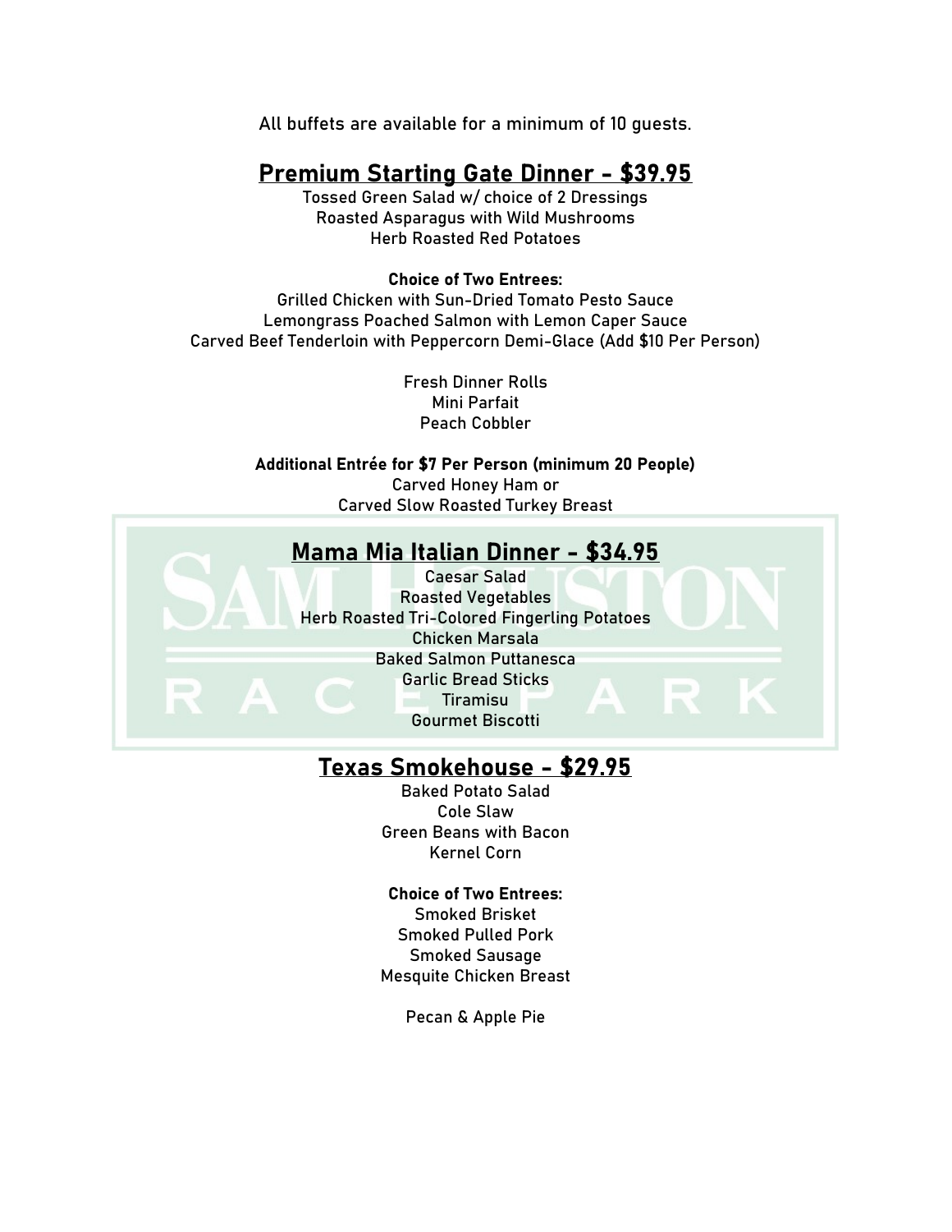All buffets are available for a minimum of 10 guests.

## Premium Starting Gate Dinner - $39.95

Tossed Green Salad w/ choice of 2 Dressings
Roasted Asparagus with Wild Mushrooms
Herb Roasted Red Potatoes

**Choice of Two Entrees:**
Grilled Chicken with Sun-Dried Tomato Pesto Sauce
Lemongrass Poached Salmon with Lemon Caper Sauce
Carved Beef Tenderloin with Peppercorn Demi-Glace (Add $10 Per Person)

Fresh Dinner Rolls
Mini Parfait
Peach Cobbler

**Additional Entrée for $7 Per Person (minimum 20 People)**
Carved Honey Ham or
Carved Slow Roasted Turkey Breast

## Mama Mia Italian Dinner - $34.95

Caesar Salad
Roasted Vegetables
Herb Roasted Tri-Colored Fingerling Potatoes
Chicken Marsala
Baked Salmon Puttanesca
Garlic Bread Sticks
Tiramisu
Gourmet Biscotti

## Texas Smokehouse - $29.95

Baked Potato Salad
Cole Slaw
Green Beans with Bacon
Kernel Corn

**Choice of Two Entrees:**
Smoked Brisket
Smoked Pulled Pork
Smoked Sausage
Mesquite Chicken Breast

Pecan & Apple Pie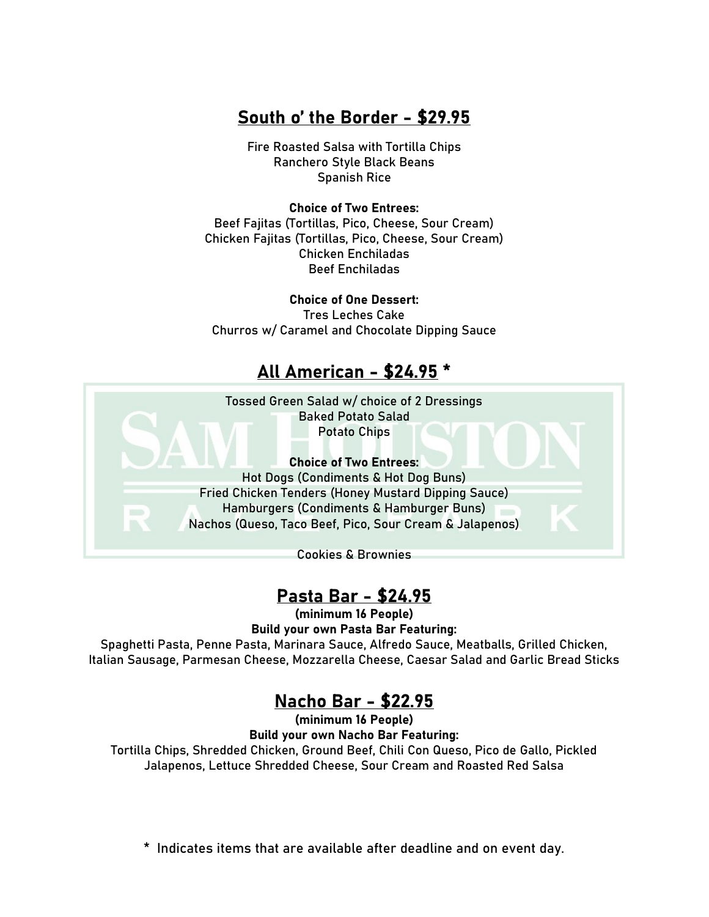## South o' the Border - $29.95

Fire Roasted Salsa with Tortilla Chips
Ranchero Style Black Beans
Spanish Rice

**Choice of Two Entrees:**
Beef Fajitas (Tortillas, Pico, Cheese, Sour Cream)
Chicken Fajitas (Tortillas, Pico, Cheese, Sour Cream)
Chicken Enchiladas
Beef Enchiladas

**Choice of One Dessert:**
Tres Leches Cake
Churros w/ Caramel and Chocolate Dipping Sauce

## All American - $24.95 *

Tossed Green Salad w/ choice of 2 Dressings
Baked Potato Salad
Potato Chips

**Choice of Two Entrees:**
Hot Dogs (Condiments & Hot Dog Buns)
Fried Chicken Tenders (Honey Mustard Dipping Sauce)
Hamburgers (Condiments & Hamburger Buns)
Nachos (Queso, Taco Beef, Pico, Sour Cream & Jalapenos)

Cookies & Brownies

## Pasta Bar - $24.95

**(minimum 16 People)**

**Build your own Pasta Bar Featuring:**

Spaghetti Pasta, Penne Pasta, Marinara Sauce, Alfredo Sauce, Meatballs, Grilled Chicken, Italian Sausage, Parmesan Cheese, Mozzarella Cheese, Caesar Salad and Garlic Bread Sticks

## Nacho Bar - $22.95

**(minimum 16 People)**

**Build your own Nacho Bar Featuring:**

Tortilla Chips, Shredded Chicken, Ground Beef, Chili Con Queso, Pico de Gallo, Pickled Jalapenos, Lettuce Shredded Cheese, Sour Cream and Roasted Red Salsa

\* Indicates items that are available after deadline and on event day.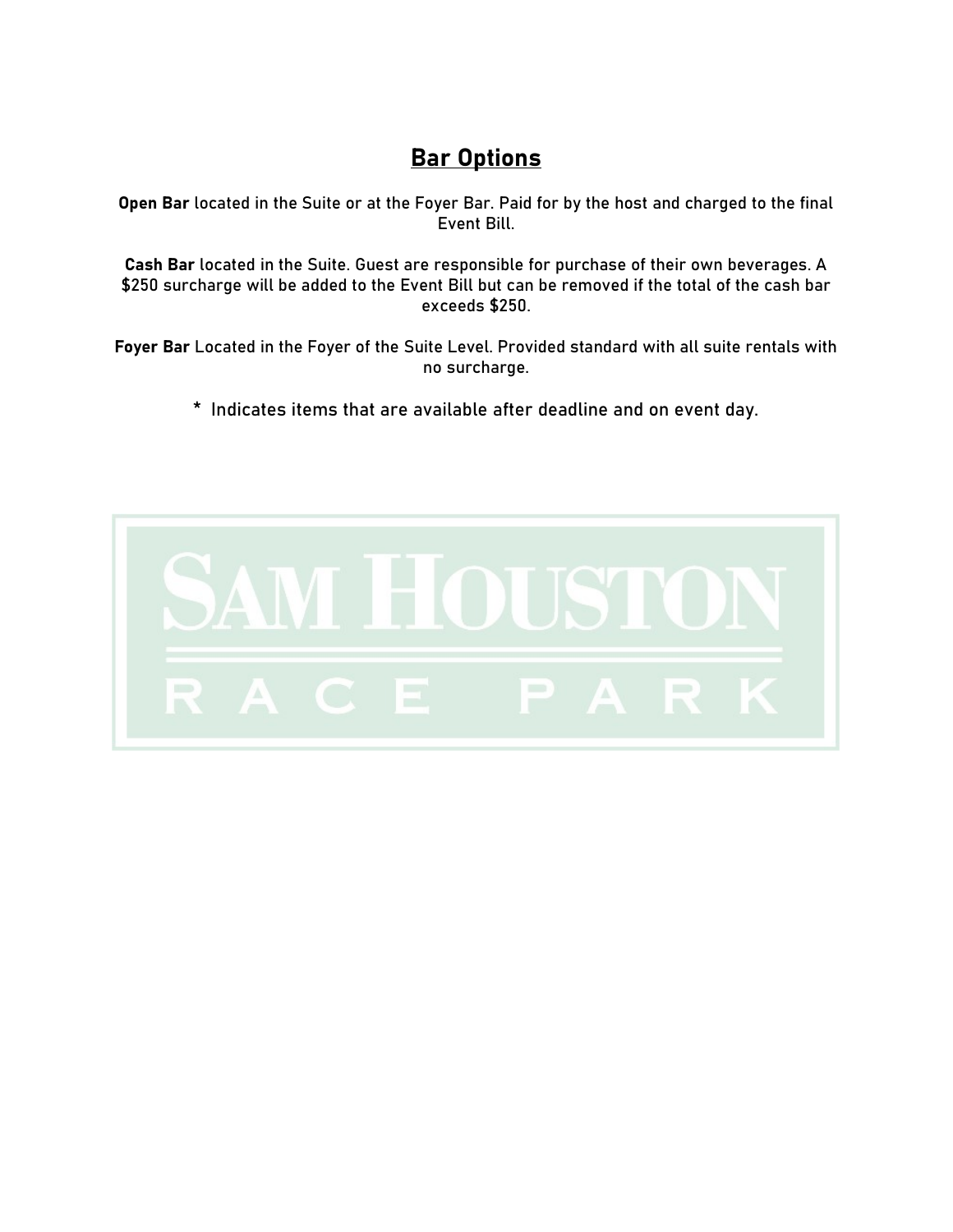## Bar Options

**Open Bar** located in the Suite or at the Foyer Bar. Paid for by the host and charged to the final Event Bill.

**Cash Bar** located in the Suite. Guest are responsible for purchase of their own beverages. A $250 surcharge will be added to the Event Bill but can be removed if the total of the cash bar exceeds $250.

**Foyer Bar** Located in the Foyer of the Suite Level. Provided standard with all suite rentals with no surcharge.

* Indicates items that are available after deadline and on event day.